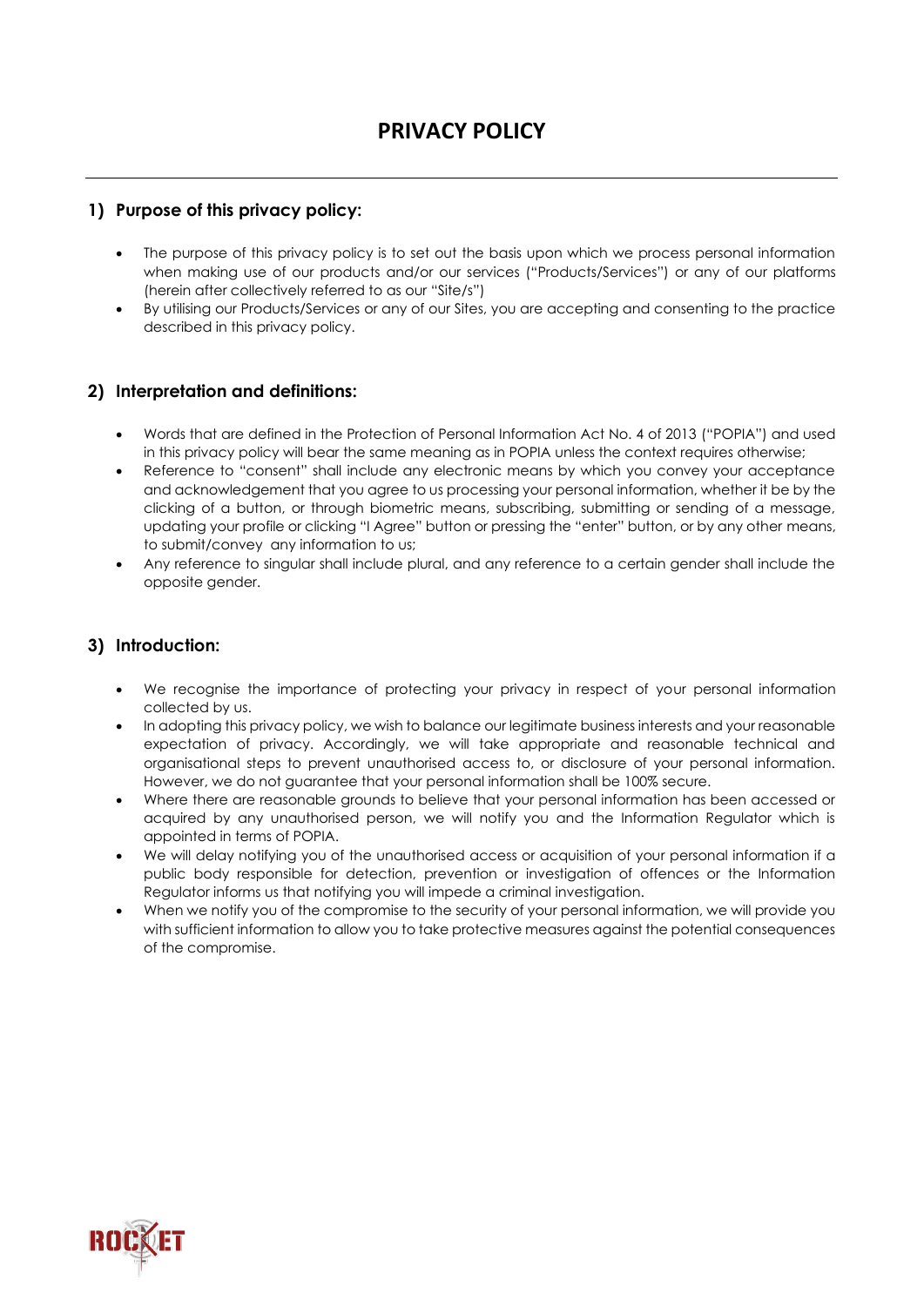# PRIVACY POLICY

## 1) Purpose of this privacy policy:

- The purpose of this privacy policy is to set out the basis upon which we process personal information when making use of our products and/or our services ("Products/Services") or any of our platforms (herein after collectively referred to as our "Site/s")
- By utilising our Products/Services or any of our Sites, you are accepting and consenting to the practice described in this privacy policy.

## 2) Interpretation and definitions:

- Words that are defined in the Protection of Personal Information Act No. 4 of 2013 ("POPIA") and used in this privacy policy will bear the same meaning as in POPIA unless the context requires otherwise;
- Reference to "consent" shall include any electronic means by which you convey your acceptance and acknowledgement that you agree to us processing your personal information, whether it be by the clicking of a button, or through biometric means, subscribing, submitting or sending of a message, updating your profile or clicking "I Agree" button or pressing the "enter" button, or by any other means, to submit/convey any information to us;
- Any reference to singular shall include plural, and any reference to a certain gender shall include the opposite gender.

## 3) Introduction:

- We recognise the importance of protecting your privacy in respect of your personal information collected by us.
- In adopting this privacy policy, we wish to balance our legitimate business interests and your reasonable expectation of privacy. Accordingly, we will take appropriate and reasonable technical and organisational steps to prevent unauthorised access to, or disclosure of your personal information. However, we do not guarantee that your personal information shall be 100% secure.
- Where there are reasonable grounds to believe that your personal information has been accessed or acquired by any unauthorised person, we will notify you and the Information Regulator which is appointed in terms of POPIA.
- We will delay notifying you of the unauthorised access or acquisition of your personal information if a public body responsible for detection, prevention or investigation of offences or the Information Regulator informs us that notifying you will impede a criminal investigation.
- When we notify you of the compromise to the security of your personal information, we will provide you with sufficient information to allow you to take protective measures against the potential consequences of the compromise.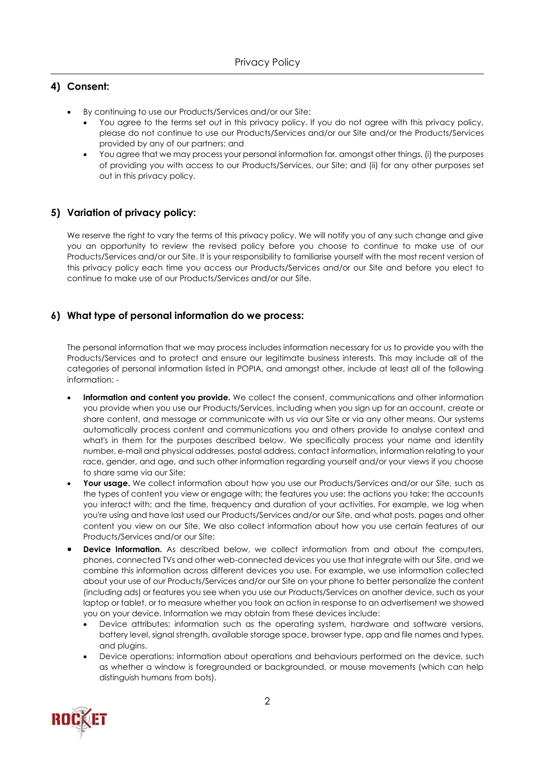## 4) Consent:

- By continuing to use our Products/Services and/or our Site:
  - You agree to the terms set out in this privacy policy. If you do not agree with this privacy policy, please do not continue to use our Products/Services and/or our Site and/or the Products/Services provided by any of our partners; and
  - You agree that we may process your personal information for, amongst other things, (i) the purposes of providing you with access to our Products/Services, our Site; and (ii) for any other purposes set out in this privacy policy.

## 5) Variation of privacy policy:

We reserve the right to vary the terms of this privacy policy. We will notify you of any such change and give you an opportunity to review the revised policy before you choose to continue to make use of our Products/Services and/or our Site. It is your responsibility to familiarise yourself with the most recent version of this privacy policy each time you access our Products/Services and/or our Site and before you elect to continue to make use of our Products/Services and/or our Site.

## 6) What type of personal information do we process:

The personal information that we may process includes information necessary for us to provide you with the Products/Services and to protect and ensure our legitimate business interests. This may include all of the categories of personal information listed in POPIA, and amongst other, include at least all of the following information: -

- **Information and content you provide.** We collect the consent, communications and other information you provide when you use our Products/Services, including when you sign up for an account, create or share content, and message or communicate with us via our Site or via any other means. Our systems automatically process content and communications you and others provide to analyse context and what's in them for the purposes described below. We specifically process your name and identity number, e-mail and physical addresses, postal address, contact information, information relating to your race, gender, and age, and such other information regarding yourself and/or your views if you choose to share same via our Site;
- **Your usage.** We collect information about how you use our Products/Services and/or our Site, such as the types of content you view or engage with; the features you use; the actions you take; the accounts you interact with; and the time, frequency and duration of your activities. For example, we log when you're using and have last used our Products/Services and/or our Site, and what posts, pages and other content you view on our Site. We also collect information about how you use certain features of our Products/Services and/or our Site;
- **Device Information.** As described below, we collect information from and about the computers, phones, connected TVs and other web-connected devices you use that integrate with our Site, and we combine this information across different devices you use. For example, we use information collected about your use of our Products/Services and/or our Site on your phone to better personalize the content (including ads) or features you see when you use our Products/Services on another device, such as your laptop or tablet, or to measure whether you took an action in response to an advertisement we showed you on your device. Information we may obtain from these devices include:
  - Device attributes: information such as the operating system, hardware and software versions, battery level, signal strength, available storage space, browser type, app and file names and types, and plugins.
  - Device operations: information about operations and behaviours performed on the device, such as whether a window is foregrounded or backgrounded, or mouse movements (which can help distinguish humans from bots).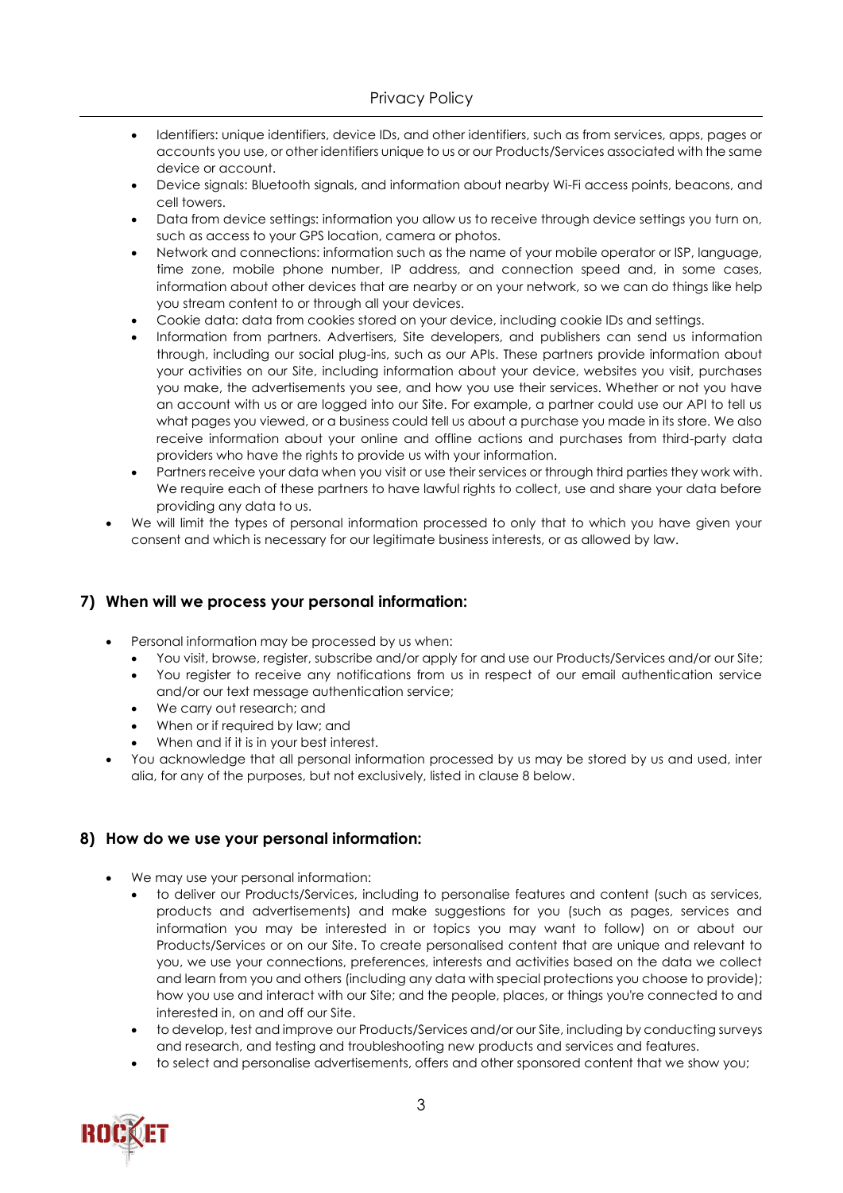- Identifiers: unique identifiers, device IDs, and other identifiers, such as from services, apps, pages or accounts you use, or other identifiers unique to us or our Products/Services associated with the same device or account.
- Device signals: Bluetooth signals, and information about nearby Wi-Fi access points, beacons, and cell towers.
- Data from device settings: information you allow us to receive through device settings you turn on, such as access to your GPS location, camera or photos.
- Network and connections: information such as the name of your mobile operator or ISP, language, time zone, mobile phone number, IP address, and connection speed and, in some cases, information about other devices that are nearby or on your network, so we can do things like help you stream content to or through all your devices.
- Cookie data: data from cookies stored on your device, including cookie IDs and settings.
- Information from partners. Advertisers, Site developers, and publishers can send us information through, including our social plug-ins, such as our APIs. These partners provide information about your activities on our Site, including information about your device, websites you visit, purchases you make, the advertisements you see, and how you use their services. Whether or not you have an account with us or are logged into our Site. For example, a partner could use our API to tell us what pages you viewed, or a business could tell us about a purchase you made in its store. We also receive information about your online and offline actions and purchases from third-party data providers who have the rights to provide us with your information.
- Partners receive your data when you visit or use their services or through third parties they work with. We require each of these partners to have lawful rights to collect, use and share your data before providing any data to us.

- We will limit the types of personal information processed to only that to which you have given your consent and which is necessary for our legitimate business interests, or as allowed by law.

## 7) When will we process your personal information:

- Personal information may be processed by us when:
  - You visit, browse, register, subscribe and/or apply for and use our Products/Services and/or our Site;
  - You register to receive any notifications from us in respect of our email authentication service and/or our text message authentication service;
  - We carry out research; and
  - When or if required by law; and
  - When and if it is in your best interest.
- You acknowledge that all personal information processed by us may be stored by us and used, inter alia, for any of the purposes, but not exclusively, listed in clause 8 below.

## 8) How do we use your personal information:

- We may use your personal information:
  - to deliver our Products/Services, including to personalise features and content (such as services, products and advertisements) and make suggestions for you (such as pages, services and information you may be interested in or topics you may want to follow) on or about our Products/Services or on our Site. To create personalised content that are unique and relevant to you, we use your connections, preferences, interests and activities based on the data we collect and learn from you and others (including any data with special protections you choose to provide); how you use and interact with our Site; and the people, places, or things you're connected to and interested in, on and off our Site.
  - to develop, test and improve our Products/Services and/or our Site, including by conducting surveys and research, and testing and troubleshooting new products and services and features.
  - to select and personalise advertisements, offers and other sponsored content that we show you;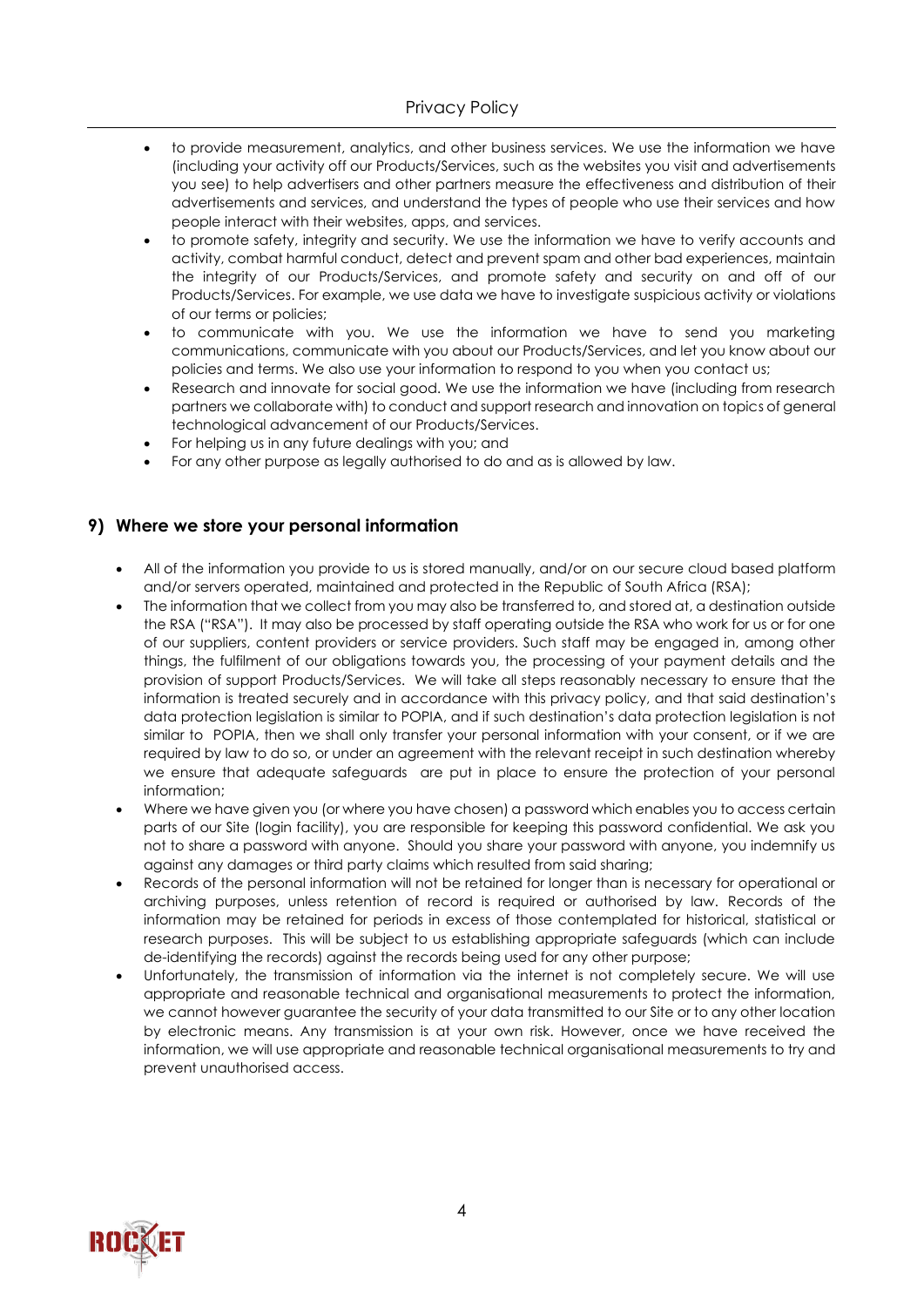- to provide measurement, analytics, and other business services. We use the information we have (including your activity off our Products/Services, such as the websites you visit and advertisements you see) to help advertisers and other partners measure the effectiveness and distribution of their advertisements and services, and understand the types of people who use their services and how people interact with their websites, apps, and services.
- to promote safety, integrity and security. We use the information we have to verify accounts and activity, combat harmful conduct, detect and prevent spam and other bad experiences, maintain the integrity of our Products/Services, and promote safety and security on and off of our Products/Services. For example, we use data we have to investigate suspicious activity or violations of our terms or policies;
- to communicate with you. We use the information we have to send you marketing communications, communicate with you about our Products/Services, and let you know about our policies and terms. We also use your information to respond to you when you contact us;
- Research and innovate for social good. We use the information we have (including from research partners we collaborate with) to conduct and support research and innovation on topics of general technological advancement of our Products/Services.
- For helping us in any future dealings with you; and
- For any other purpose as legally authorised to do and as is allowed by law.

## 9) Where we store your personal information

- All of the information you provide to us is stored manually, and/or on our secure cloud based platform and/or servers operated, maintained and protected in the Republic of South Africa (RSA);
- The information that we collect from you may also be transferred to, and stored at, a destination outside the RSA ("RSA"). It may also be processed by staff operating outside the RSA who work for us or for one of our suppliers, content providers or service providers. Such staff may be engaged in, among other things, the fulfilment of our obligations towards you, the processing of your payment details and the provision of support Products/Services. We will take all steps reasonably necessary to ensure that the information is treated securely and in accordance with this privacy policy, and that said destination's data protection legislation is similar to POPIA, and if such destination's data protection legislation is not similar to POPIA, then we shall only transfer your personal information with your consent, or if we are required by law to do so, or under an agreement with the relevant receipt in such destination whereby we ensure that adequate safeguards are put in place to ensure the protection of your personal information;
- Where we have given you (or where you have chosen) a password which enables you to access certain parts of our Site (login facility), you are responsible for keeping this password confidential. We ask you not to share a password with anyone. Should you share your password with anyone, you indemnify us against any damages or third party claims which resulted from said sharing;
- Records of the personal information will not be retained for longer than is necessary for operational or archiving purposes, unless retention of record is required or authorised by law. Records of the information may be retained for periods in excess of those contemplated for historical, statistical or research purposes. This will be subject to us establishing appropriate safeguards (which can include de-identifying the records) against the records being used for any other purpose;
- Unfortunately, the transmission of information via the internet is not completely secure. We will use appropriate and reasonable technical and organisational measurements to protect the information, we cannot however guarantee the security of your data transmitted to our Site or to any other location by electronic means. Any transmission is at your own risk. However, once we have received the information, we will use appropriate and reasonable technical organisational measurements to try and prevent unauthorised access.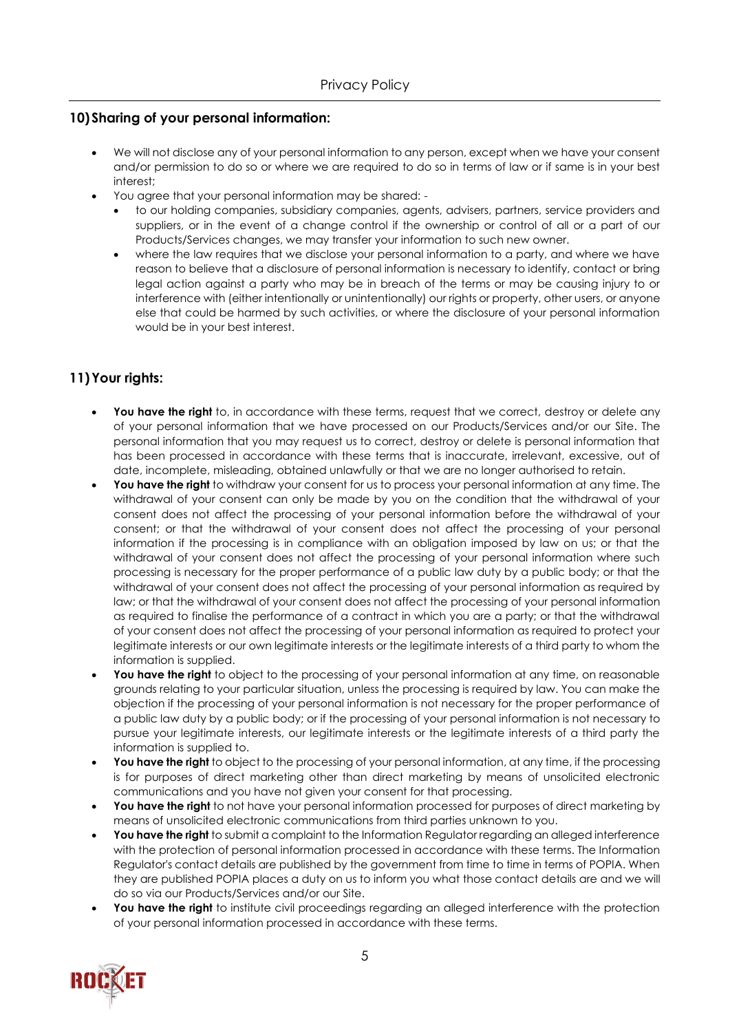## 10) Sharing of your personal information:

- We will not disclose any of your personal information to any person, except when we have your consent and/or permission to do so or where we are required to do so in terms of law or if same is in your best interest;
- You agree that your personal information may be shared: -
  - to our holding companies, subsidiary companies, agents, advisers, partners, service providers and suppliers, or in the event of a change control if the ownership or control of all or a part of our Products/Services changes, we may transfer your information to such new owner.
  - where the law requires that we disclose your personal information to a party, and where we have reason to believe that a disclosure of personal information is necessary to identify, contact or bring legal action against a party who may be in breach of the terms or may be causing injury to or interference with (either intentionally or unintentionally) our rights or property, other users, or anyone else that could be harmed by such activities, or where the disclosure of your personal information would be in your best interest.

## 11) Your rights:

- **You have the right** to, in accordance with these terms, request that we correct, destroy or delete any of your personal information that we have processed on our Products/Services and/or our Site. The personal information that you may request us to correct, destroy or delete is personal information that has been processed in accordance with these terms that is inaccurate, irrelevant, excessive, out of date, incomplete, misleading, obtained unlawfully or that we are no longer authorised to retain.
- **You have the right** to withdraw your consent for us to process your personal information at any time. The withdrawal of your consent can only be made by you on the condition that the withdrawal of your consent does not affect the processing of your personal information before the withdrawal of your consent; or that the withdrawal of your consent does not affect the processing of your personal information if the processing is in compliance with an obligation imposed by law on us; or that the withdrawal of your consent does not affect the processing of your personal information where such processing is necessary for the proper performance of a public law duty by a public body; or that the withdrawal of your consent does not affect the processing of your personal information as required by law; or that the withdrawal of your consent does not affect the processing of your personal information as required to finalise the performance of a contract in which you are a party; or that the withdrawal of your consent does not affect the processing of your personal information as required to protect your legitimate interests or our own legitimate interests or the legitimate interests of a third party to whom the information is supplied.
- **You have the right** to object to the processing of your personal information at any time, on reasonable grounds relating to your particular situation, unless the processing is required by law. You can make the objection if the processing of your personal information is not necessary for the proper performance of a public law duty by a public body; or if the processing of your personal information is not necessary to pursue your legitimate interests, our legitimate interests or the legitimate interests of a third party the information is supplied to.
- **You have the right** to object to the processing of your personal information, at any time, if the processing is for purposes of direct marketing other than direct marketing by means of unsolicited electronic communications and you have not given your consent for that processing.
- **You have the right** to not have your personal information processed for purposes of direct marketing by means of unsolicited electronic communications from third parties unknown to you.
- **You have the right** to submit a complaint to the Information Regulator regarding an alleged interference with the protection of personal information processed in accordance with these terms. The Information Regulator's contact details are published by the government from time to time in terms of POPIA. When they are published POPIA places a duty on us to inform you what those contact details are and we will do so via our Products/Services and/or our Site.
- **You have the right** to institute civil proceedings regarding an alleged interference with the protection of your personal information processed in accordance with these terms.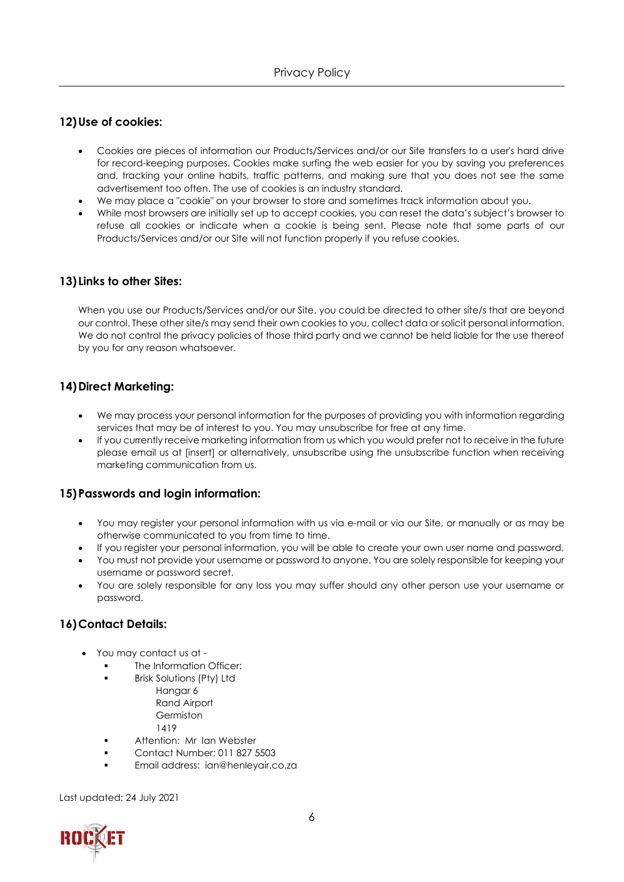## 12) Use of cookies:

- Cookies are pieces of information our Products/Services and/or our Site transfers to a user's hard drive for record-keeping purposes. Cookies make surfing the web easier for you by saving you preferences and, tracking your online habits, traffic patterns, and making sure that you does not see the same advertisement too often. The use of cookies is an industry standard.
- We may place a "cookie" on your browser to store and sometimes track information about you.
- While most browsers are initially set up to accept cookies, you can reset the data's subject's browser to refuse all cookies or indicate when a cookie is being sent. Please note that some parts of our Products/Services and/or our Site will not function properly if you refuse cookies.

## 13) Links to other Sites:

When you use our Products/Services and/or our Site, you could be directed to other site/s that are beyond our control. These other site/s may send their own cookies to you, collect data or solicit personal information. We do not control the privacy policies of those third party and we cannot be held liable for the use thereof by you for any reason whatsoever.

## 14) Direct Marketing:

- We may process your personal information for the purposes of providing you with information regarding services that may be of interest to you. You may unsubscribe for free at any time.
- If you currently receive marketing information from us which you would prefer not to receive in the future please email us at [insert] or alternatively, unsubscribe using the unsubscribe function when receiving marketing communication from us.

## 15) Passwords and login information:

- You may register your personal information with us via e-mail or via our Site, or manually or as may be otherwise communicated to you from time to time.
- If you register your personal information, you will be able to create your own user name and password.
- You must not provide your username or password to anyone. You are solely responsible for keeping your username or password secret.
- You are solely responsible for any loss you may suffer should any other person use your username or password.

## 16) Contact Details:

- You may contact us at -
  - The Information Officer:
  - Brisk Solutions (Pty) Ltd
    Hangar 6
    Rand Airport
    Germiston
    1419
  - Attention: Mr Ian Webster
  - Contact Number: 011 827 5503
  - Email address: ian@henleyair.co.za

Last updated: 24 July 2021